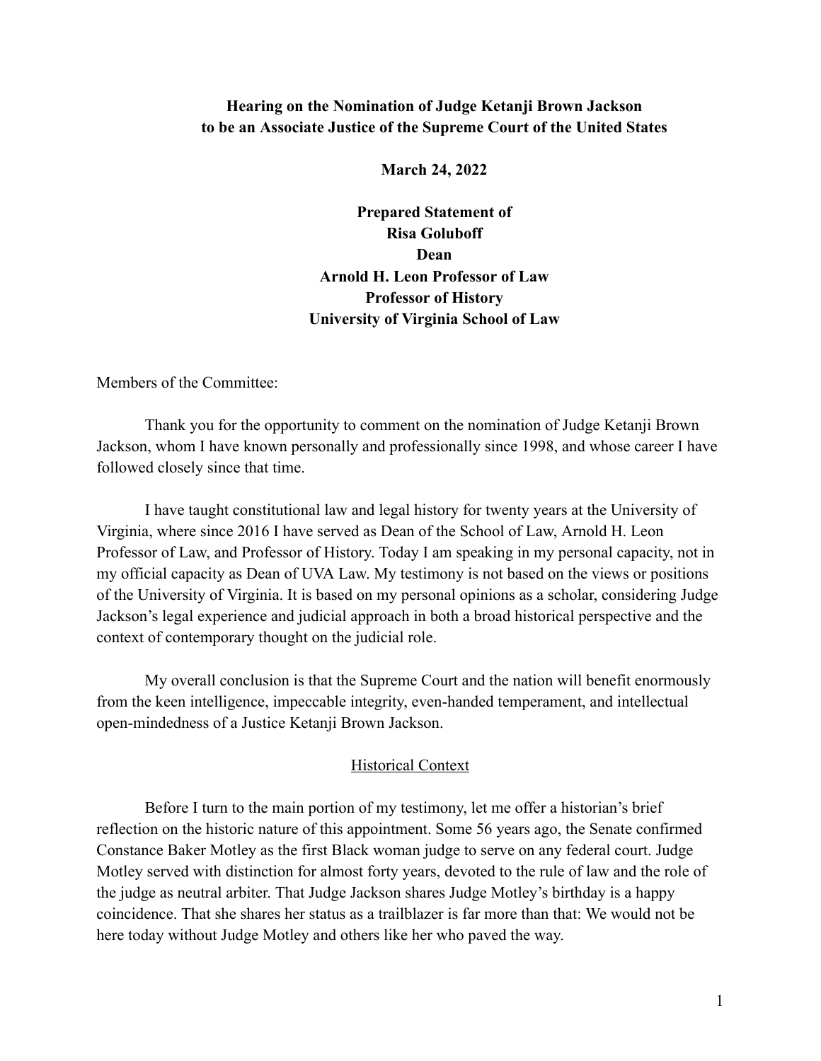**Hearing on the Nomination of Judge Ketanji Brown Jackson to be an Associate Justice of the Supreme Court of the United States**

**March 24, 2022**

**Prepared Statement of**
**Risa Goluboff**
**Dean**
**Arnold H. Leon Professor of Law**
**Professor of History**
**University of Virginia School of Law**

Members of the Committee:

Thank you for the opportunity to comment on the nomination of Judge Ketanji Brown Jackson, whom I have known personally and professionally since 1998, and whose career I have followed closely since that time.

I have taught constitutional law and legal history for twenty years at the University of Virginia, where since 2016 I have served as Dean of the School of Law, Arnold H. Leon Professor of Law, and Professor of History. Today I am speaking in my personal capacity, not in my official capacity as Dean of UVA Law. My testimony is not based on the views or positions of the University of Virginia. It is based on my personal opinions as a scholar, considering Judge Jackson's legal experience and judicial approach in both a broad historical perspective and the context of contemporary thought on the judicial role.

My overall conclusion is that the Supreme Court and the nation will benefit enormously from the keen intelligence, impeccable integrity, even-handed temperament, and intellectual open-mindedness of a Justice Ketanji Brown Jackson.

## Historical Context

Before I turn to the main portion of my testimony, let me offer a historian's brief reflection on the historic nature of this appointment. Some 56 years ago, the Senate confirmed Constance Baker Motley as the first Black woman judge to serve on any federal court. Judge Motley served with distinction for almost forty years, devoted to the rule of law and the role of the judge as neutral arbiter. That Judge Jackson shares Judge Motley's birthday is a happy coincidence. That she shares her status as a trailblazer is far more than that: We would not be here today without Judge Motley and others like her who paved the way.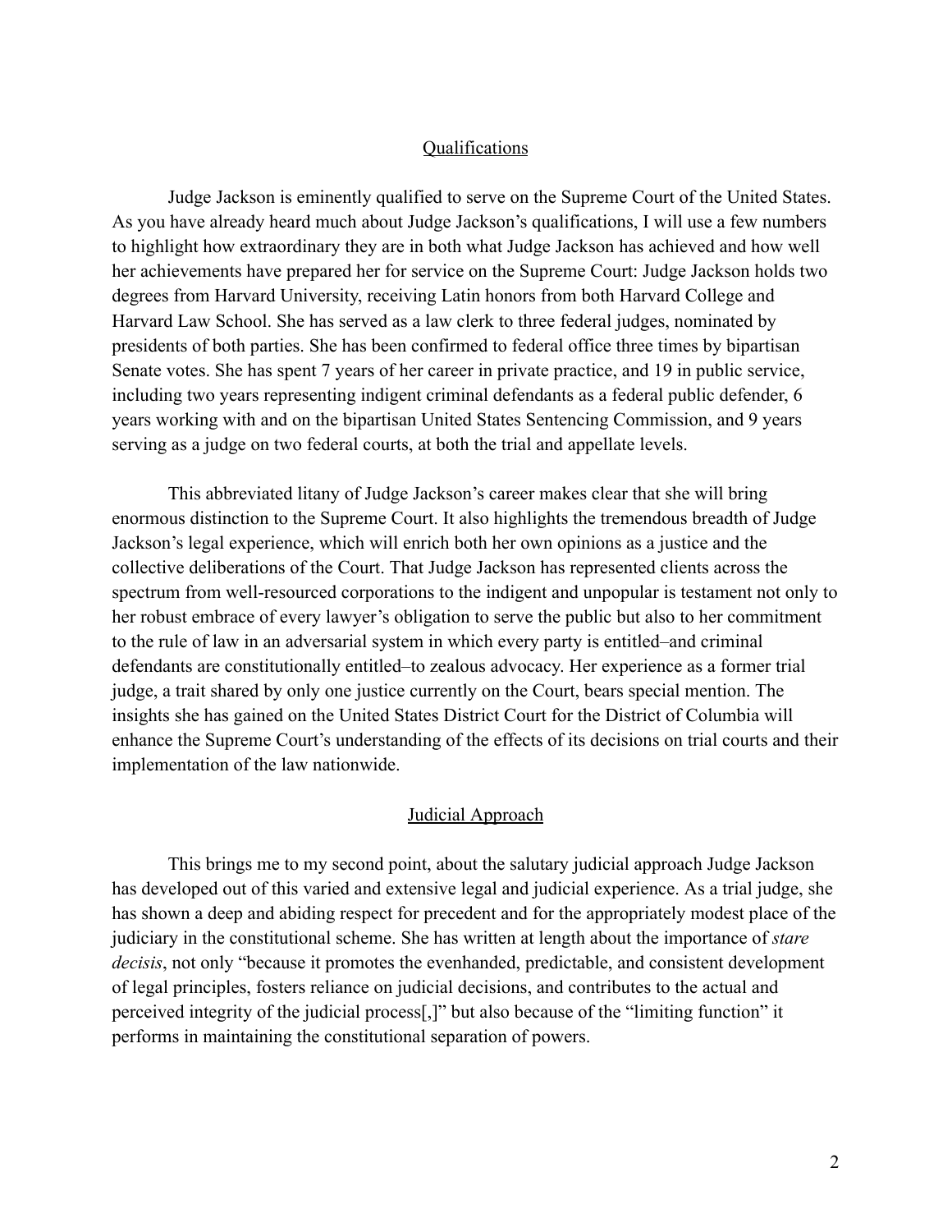## Qualifications

Judge Jackson is eminently qualified to serve on the Supreme Court of the United States. As you have already heard much about Judge Jackson's qualifications, I will use a few numbers to highlight how extraordinary they are in both what Judge Jackson has achieved and how well her achievements have prepared her for service on the Supreme Court: Judge Jackson holds two degrees from Harvard University, receiving Latin honors from both Harvard College and Harvard Law School. She has served as a law clerk to three federal judges, nominated by presidents of both parties. She has been confirmed to federal office three times by bipartisan Senate votes. She has spent 7 years of her career in private practice, and 19 in public service, including two years representing indigent criminal defendants as a federal public defender, 6 years working with and on the bipartisan United States Sentencing Commission, and 9 years serving as a judge on two federal courts, at both the trial and appellate levels.

This abbreviated litany of Judge Jackson's career makes clear that she will bring enormous distinction to the Supreme Court. It also highlights the tremendous breadth of Judge Jackson's legal experience, which will enrich both her own opinions as a justice and the collective deliberations of the Court. That Judge Jackson has represented clients across the spectrum from well-resourced corporations to the indigent and unpopular is testament not only to her robust embrace of every lawyer's obligation to serve the public but also to her commitment to the rule of law in an adversarial system in which every party is entitled–and criminal defendants are constitutionally entitled–to zealous advocacy. Her experience as a former trial judge, a trait shared by only one justice currently on the Court, bears special mention. The insights she has gained on the United States District Court for the District of Columbia will enhance the Supreme Court's understanding of the effects of its decisions on trial courts and their implementation of the law nationwide.

## Judicial Approach

This brings me to my second point, about the salutary judicial approach Judge Jackson has developed out of this varied and extensive legal and judicial experience. As a trial judge, she has shown a deep and abiding respect for precedent and for the appropriately modest place of the judiciary in the constitutional scheme. She has written at length about the importance of *stare decisis*, not only "because it promotes the evenhanded, predictable, and consistent development of legal principles, fosters reliance on judicial decisions, and contributes to the actual and perceived integrity of the judicial process[,]" but also because of the "limiting function" it performs in maintaining the constitutional separation of powers.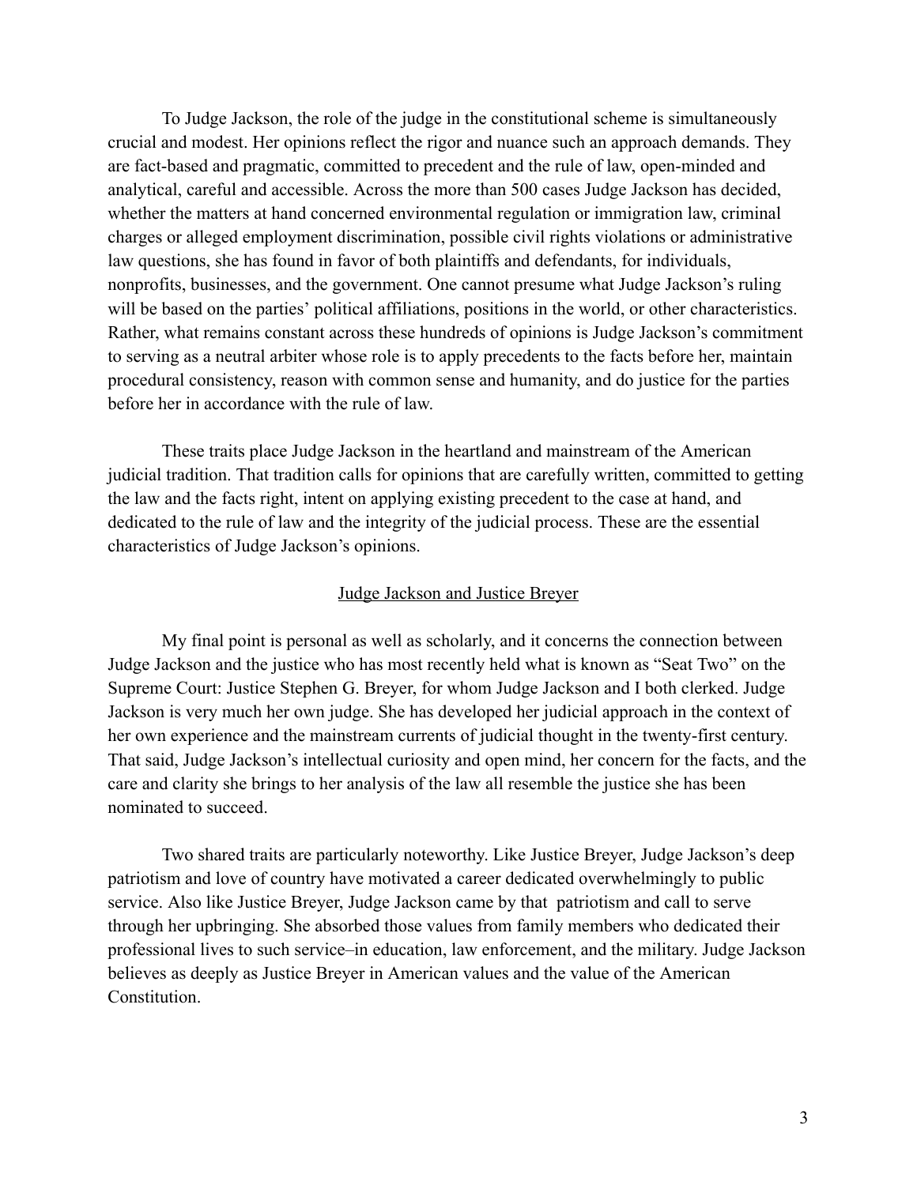To Judge Jackson, the role of the judge in the constitutional scheme is simultaneously crucial and modest. Her opinions reflect the rigor and nuance such an approach demands. They are fact-based and pragmatic, committed to precedent and the rule of law, open-minded and analytical, careful and accessible. Across the more than 500 cases Judge Jackson has decided, whether the matters at hand concerned environmental regulation or immigration law, criminal charges or alleged employment discrimination, possible civil rights violations or administrative law questions, she has found in favor of both plaintiffs and defendants, for individuals, nonprofits, businesses, and the government. One cannot presume what Judge Jackson's ruling will be based on the parties' political affiliations, positions in the world, or other characteristics. Rather, what remains constant across these hundreds of opinions is Judge Jackson's commitment to serving as a neutral arbiter whose role is to apply precedents to the facts before her, maintain procedural consistency, reason with common sense and humanity, and do justice for the parties before her in accordance with the rule of law.

These traits place Judge Jackson in the heartland and mainstream of the American judicial tradition. That tradition calls for opinions that are carefully written, committed to getting the law and the facts right, intent on applying existing precedent to the case at hand, and dedicated to the rule of law and the integrity of the judicial process. These are the essential characteristics of Judge Jackson's opinions.

## Judge Jackson and Justice Breyer

My final point is personal as well as scholarly, and it concerns the connection between Judge Jackson and the justice who has most recently held what is known as "Seat Two" on the Supreme Court: Justice Stephen G. Breyer, for whom Judge Jackson and I both clerked. Judge Jackson is very much her own judge. She has developed her judicial approach in the context of her own experience and the mainstream currents of judicial thought in the twenty-first century. That said, Judge Jackson's intellectual curiosity and open mind, her concern for the facts, and the care and clarity she brings to her analysis of the law all resemble the justice she has been nominated to succeed.

Two shared traits are particularly noteworthy. Like Justice Breyer, Judge Jackson's deep patriotism and love of country have motivated a career dedicated overwhelmingly to public service. Also like Justice Breyer, Judge Jackson came by that patriotism and call to serve through her upbringing. She absorbed those values from family members who dedicated their professional lives to such service–in education, law enforcement, and the military. Judge Jackson believes as deeply as Justice Breyer in American values and the value of the American Constitution.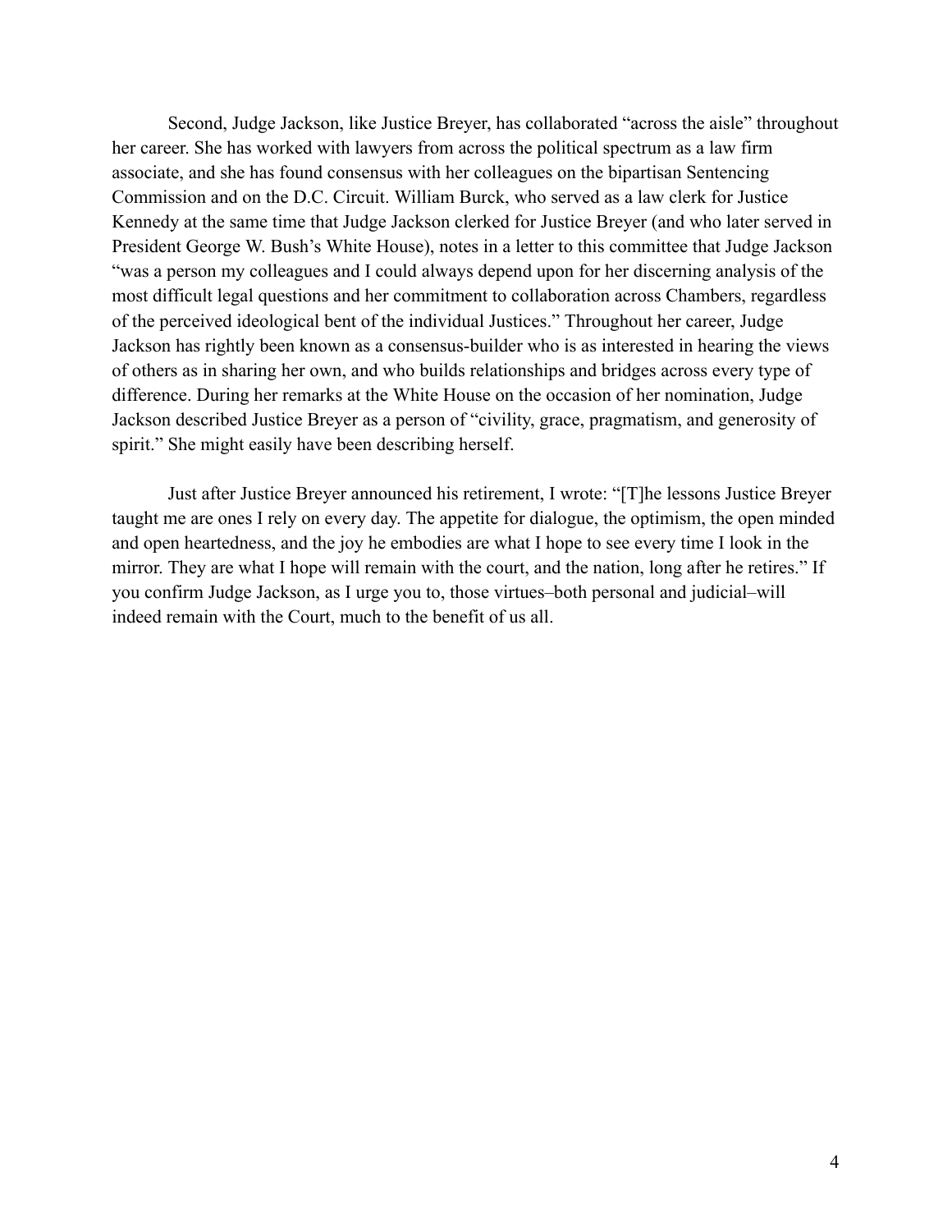Second, Judge Jackson, like Justice Breyer, has collaborated "across the aisle" throughout her career. She has worked with lawyers from across the political spectrum as a law firm associate, and she has found consensus with her colleagues on the bipartisan Sentencing Commission and on the D.C. Circuit. William Burck, who served as a law clerk for Justice Kennedy at the same time that Judge Jackson clerked for Justice Breyer (and who later served in President George W. Bush's White House), notes in a letter to this committee that Judge Jackson "was a person my colleagues and I could always depend upon for her discerning analysis of the most difficult legal questions and her commitment to collaboration across Chambers, regardless of the perceived ideological bent of the individual Justices." Throughout her career, Judge Jackson has rightly been known as a consensus-builder who is as interested in hearing the views of others as in sharing her own, and who builds relationships and bridges across every type of difference. During her remarks at the White House on the occasion of her nomination, Judge Jackson described Justice Breyer as a person of "civility, grace, pragmatism, and generosity of spirit." She might easily have been describing herself.

Just after Justice Breyer announced his retirement, I wrote: "[T]he lessons Justice Breyer taught me are ones I rely on every day. The appetite for dialogue, the optimism, the open minded and open heartedness, and the joy he embodies are what I hope to see every time I look in the mirror. They are what I hope will remain with the court, and the nation, long after he retires." If you confirm Judge Jackson, as I urge you to, those virtues–both personal and judicial–will indeed remain with the Court, much to the benefit of us all.